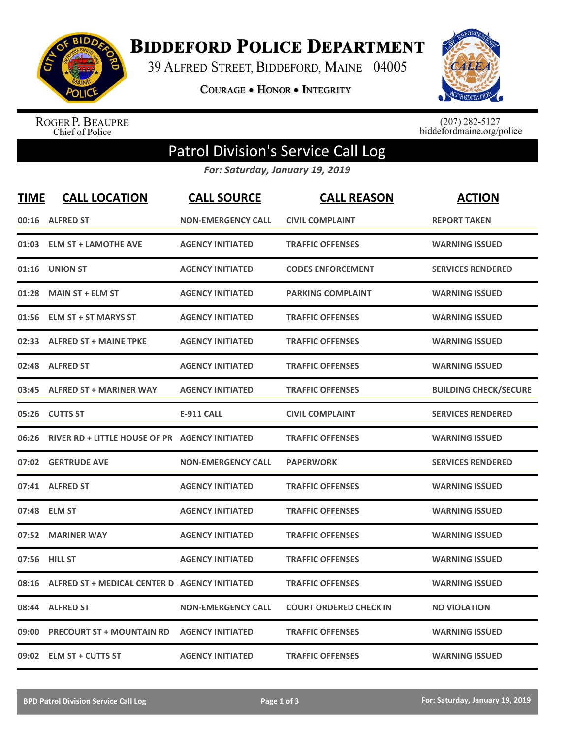# Biddeford Police Department

39 Alfred Street, Biddeford, Maine 04005

Courage • Honor • Integrity

Roger P. Beaupre
Chief of Police

(207) 282-5127
biddefordmaine.org/police

## Patrol Division's Service Call Log

*For: Saturday, January 19, 2019*

| TIME | CALL LOCATION | CALL SOURCE | CALL REASON | ACTION |
|---|---|---|---|---|
| 00:16 | ALFRED ST | NON-EMERGENCY CALL | CIVIL COMPLAINT | REPORT TAKEN |
| 01:03 | ELM ST + LAMOTHE AVE | AGENCY INITIATED | TRAFFIC OFFENSES | WARNING ISSUED |
| 01:16 | UNION ST | AGENCY INITIATED | CODES ENFORCEMENT | SERVICES RENDERED |
| 01:28 | MAIN ST + ELM ST | AGENCY INITIATED | PARKING COMPLAINT | WARNING ISSUED |
| 01:56 | ELM ST + ST MARYS ST | AGENCY INITIATED | TRAFFIC OFFENSES | WARNING ISSUED |
| 02:33 | ALFRED ST + MAINE TPKE | AGENCY INITIATED | TRAFFIC OFFENSES | WARNING ISSUED |
| 02:48 | ALFRED ST | AGENCY INITIATED | TRAFFIC OFFENSES | WARNING ISSUED |
| 03:45 | ALFRED ST + MARINER WAY | AGENCY INITIATED | TRAFFIC OFFENSES | BUILDING CHECK/SECURE |
| 05:26 | CUTTS ST | E-911 CALL | CIVIL COMPLAINT | SERVICES RENDERED |
| 06:26 | RIVER RD + LITTLE HOUSE OF PR | AGENCY INITIATED | TRAFFIC OFFENSES | WARNING ISSUED |
| 07:02 | GERTRUDE AVE | NON-EMERGENCY CALL | PAPERWORK | SERVICES RENDERED |
| 07:41 | ALFRED ST | AGENCY INITIATED | TRAFFIC OFFENSES | WARNING ISSUED |
| 07:48 | ELM ST | AGENCY INITIATED | TRAFFIC OFFENSES | WARNING ISSUED |
| 07:52 | MARINER WAY | AGENCY INITIATED | TRAFFIC OFFENSES | WARNING ISSUED |
| 07:56 | HILL ST | AGENCY INITIATED | TRAFFIC OFFENSES | WARNING ISSUED |
| 08:16 | ALFRED ST + MEDICAL CENTER D | AGENCY INITIATED | TRAFFIC OFFENSES | WARNING ISSUED |
| 08:44 | ALFRED ST | NON-EMERGENCY CALL | COURT ORDERED CHECK IN | NO VIOLATION |
| 09:00 | PRECOURT ST + MOUNTAIN RD | AGENCY INITIATED | TRAFFIC OFFENSES | WARNING ISSUED |
| 09:02 | ELM ST + CUTTS ST | AGENCY INITIATED | TRAFFIC OFFENSES | WARNING ISSUED |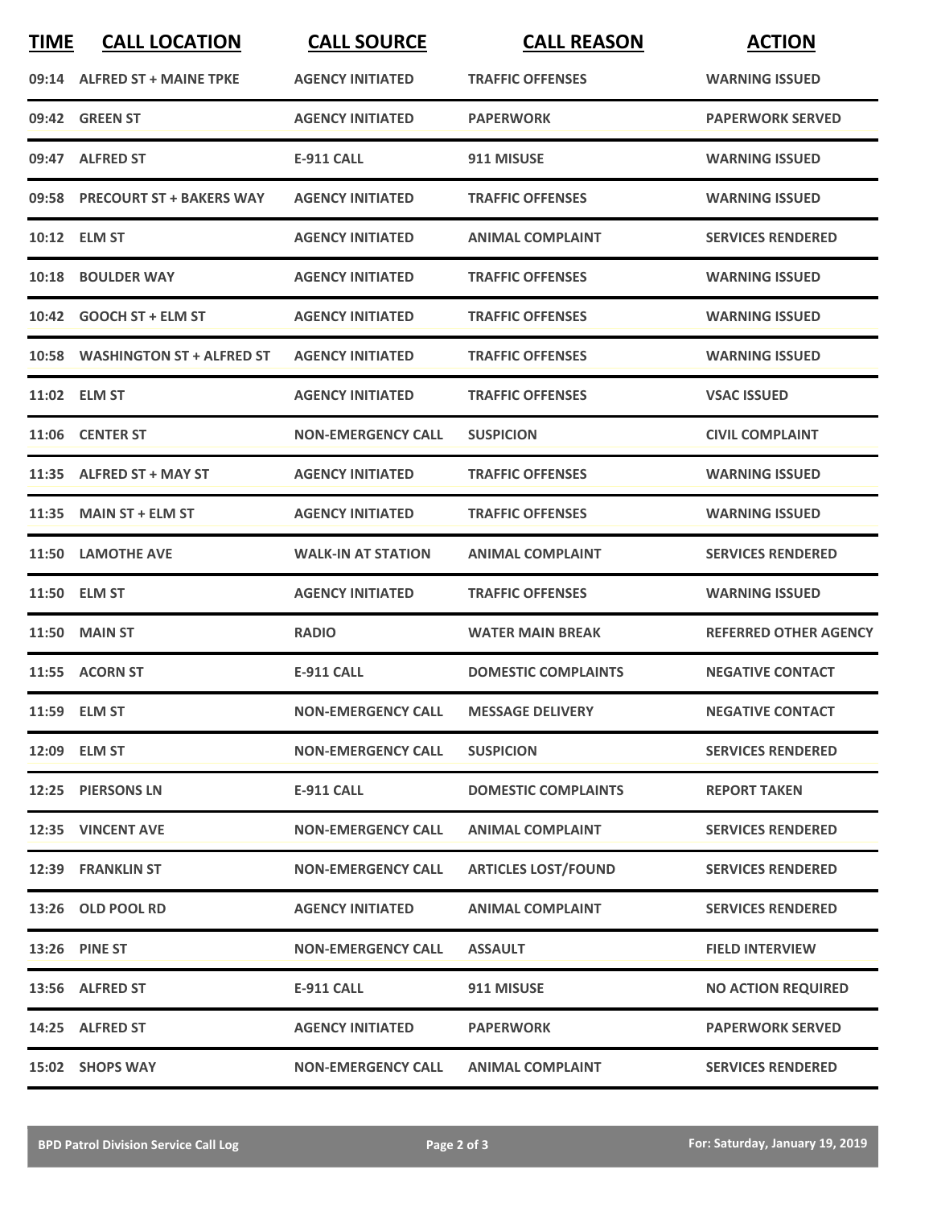| TIME | CALL LOCATION | CALL SOURCE | CALL REASON | ACTION |
|---|---|---|---|---|
| 09:14 | ALFRED ST + MAINE TPKE | AGENCY INITIATED | TRAFFIC OFFENSES | WARNING ISSUED |
| 09:42 | GREEN ST | AGENCY INITIATED | PAPERWORK | PAPERWORK SERVED |
| 09:47 | ALFRED ST | E-911 CALL | 911 MISUSE | WARNING ISSUED |
| 09:58 | PRECOURT ST + BAKERS WAY | AGENCY INITIATED | TRAFFIC OFFENSES | WARNING ISSUED |
| 10:12 | ELM ST | AGENCY INITIATED | ANIMAL COMPLAINT | SERVICES RENDERED |
| 10:18 | BOULDER WAY | AGENCY INITIATED | TRAFFIC OFFENSES | WARNING ISSUED |
| 10:42 | GOOCH ST + ELM ST | AGENCY INITIATED | TRAFFIC OFFENSES | WARNING ISSUED |
| 10:58 | WASHINGTON ST + ALFRED ST | AGENCY INITIATED | TRAFFIC OFFENSES | WARNING ISSUED |
| 11:02 | ELM ST | AGENCY INITIATED | TRAFFIC OFFENSES | VSAC ISSUED |
| 11:06 | CENTER ST | NON-EMERGENCY CALL | SUSPICION | CIVIL COMPLAINT |
| 11:35 | ALFRED ST + MAY ST | AGENCY INITIATED | TRAFFIC OFFENSES | WARNING ISSUED |
| 11:35 | MAIN ST + ELM ST | AGENCY INITIATED | TRAFFIC OFFENSES | WARNING ISSUED |
| 11:50 | LAMOTHE AVE | WALK-IN AT STATION | ANIMAL COMPLAINT | SERVICES RENDERED |
| 11:50 | ELM ST | AGENCY INITIATED | TRAFFIC OFFENSES | WARNING ISSUED |
| 11:50 | MAIN ST | RADIO | WATER MAIN BREAK | REFERRED OTHER AGENCY |
| 11:55 | ACORN ST | E-911 CALL | DOMESTIC COMPLAINTS | NEGATIVE CONTACT |
| 11:59 | ELM ST | NON-EMERGENCY CALL | MESSAGE DELIVERY | NEGATIVE CONTACT |
| 12:09 | ELM ST | NON-EMERGENCY CALL | SUSPICION | SERVICES RENDERED |
| 12:25 | PIERSONS LN | E-911 CALL | DOMESTIC COMPLAINTS | REPORT TAKEN |
| 12:35 | VINCENT AVE | NON-EMERGENCY CALL | ANIMAL COMPLAINT | SERVICES RENDERED |
| 12:39 | FRANKLIN ST | NON-EMERGENCY CALL | ARTICLES LOST/FOUND | SERVICES RENDERED |
| 13:26 | OLD POOL RD | AGENCY INITIATED | ANIMAL COMPLAINT | SERVICES RENDERED |
| 13:26 | PINE ST | NON-EMERGENCY CALL | ASSAULT | FIELD INTERVIEW |
| 13:56 | ALFRED ST | E-911 CALL | 911 MISUSE | NO ACTION REQUIRED |
| 14:25 | ALFRED ST | AGENCY INITIATED | PAPERWORK | PAPERWORK SERVED |
| 15:02 | SHOPS WAY | NON-EMERGENCY CALL | ANIMAL COMPLAINT | SERVICES RENDERED |

BPD Patrol Division Service Call Log — For: Saturday, January 19, 2019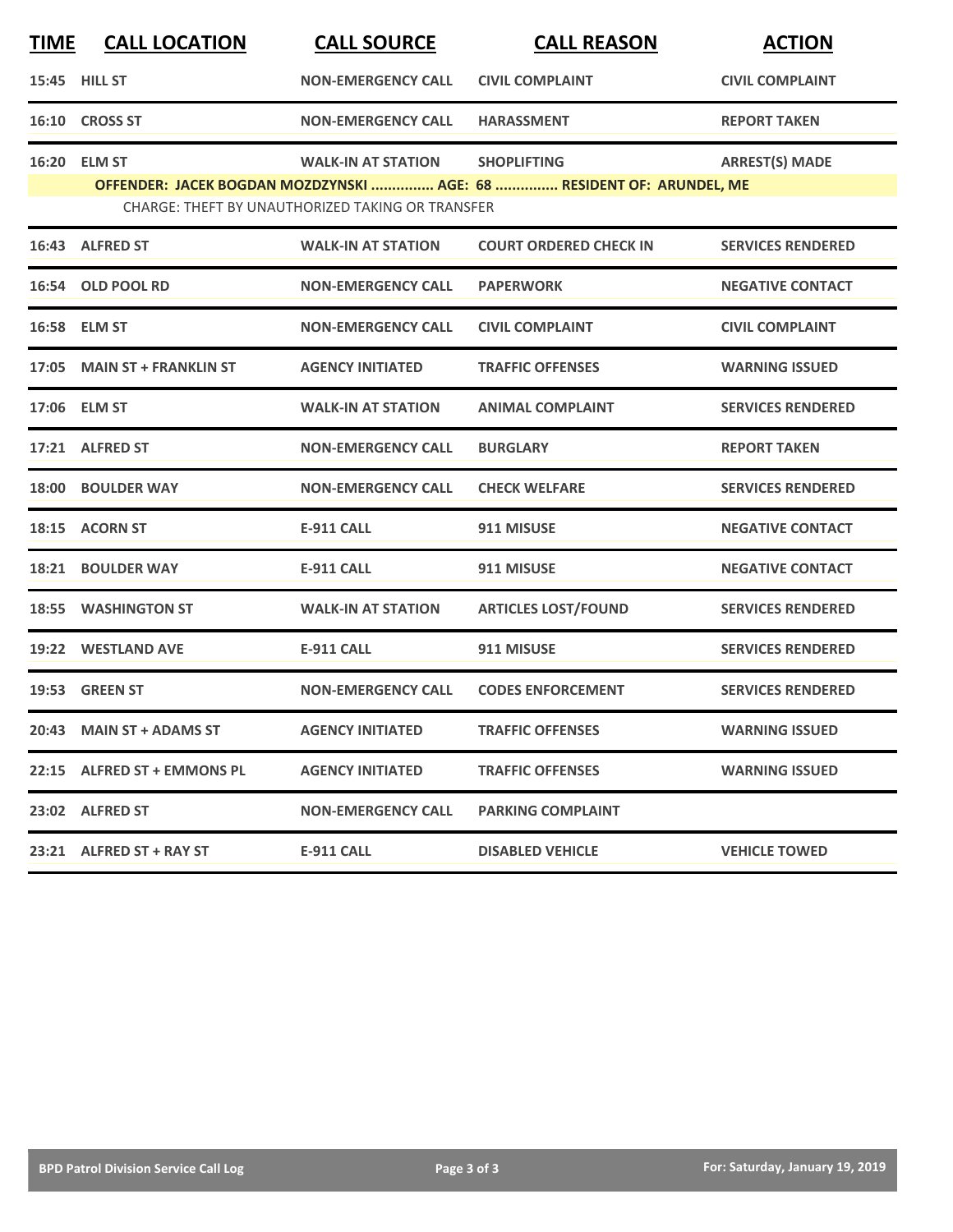| TIME | CALL LOCATION | CALL SOURCE | CALL REASON | ACTION |
|---|---|---|---|---|
| 15:45 | HILL ST | NON-EMERGENCY CALL | CIVIL COMPLAINT | CIVIL COMPLAINT |
| 16:10 | CROSS ST | NON-EMERGENCY CALL | HARASSMENT | REPORT TAKEN |
| 16:20 | ELM ST | WALK-IN AT STATION | SHOPLIFTING | ARREST(S) MADE |
| | OFFENDER: JACEK BOGDAN MOZDZYNSKI ............... AGE: 68 ............... RESIDENT OF: ARUNDEL, ME | | | |
| | CHARGE: THEFT BY UNAUTHORIZED TAKING OR TRANSFER | | | |
| 16:43 | ALFRED ST | WALK-IN AT STATION | COURT ORDERED CHECK IN | SERVICES RENDERED |
| 16:54 | OLD POOL RD | NON-EMERGENCY CALL | PAPERWORK | NEGATIVE CONTACT |
| 16:58 | ELM ST | NON-EMERGENCY CALL | CIVIL COMPLAINT | CIVIL COMPLAINT |
| 17:05 | MAIN ST + FRANKLIN ST | AGENCY INITIATED | TRAFFIC OFFENSES | WARNING ISSUED |
| 17:06 | ELM ST | WALK-IN AT STATION | ANIMAL COMPLAINT | SERVICES RENDERED |
| 17:21 | ALFRED ST | NON-EMERGENCY CALL | BURGLARY | REPORT TAKEN |
| 18:00 | BOULDER WAY | NON-EMERGENCY CALL | CHECK WELFARE | SERVICES RENDERED |
| 18:15 | ACORN ST | E-911 CALL | 911 MISUSE | NEGATIVE CONTACT |
| 18:21 | BOULDER WAY | E-911 CALL | 911 MISUSE | NEGATIVE CONTACT |
| 18:55 | WASHINGTON ST | WALK-IN AT STATION | ARTICLES LOST/FOUND | SERVICES RENDERED |
| 19:22 | WESTLAND AVE | E-911 CALL | 911 MISUSE | SERVICES RENDERED |
| 19:53 | GREEN ST | NON-EMERGENCY CALL | CODES ENFORCEMENT | SERVICES RENDERED |
| 20:43 | MAIN ST + ADAMS ST | AGENCY INITIATED | TRAFFIC OFFENSES | WARNING ISSUED |
| 22:15 | ALFRED ST + EMMONS PL | AGENCY INITIATED | TRAFFIC OFFENSES | WARNING ISSUED |
| 23:02 | ALFRED ST | NON-EMERGENCY CALL | PARKING COMPLAINT | |
| 23:21 | ALFRED ST + RAY ST | E-911 CALL | DISABLED VEHICLE | VEHICLE TOWED |